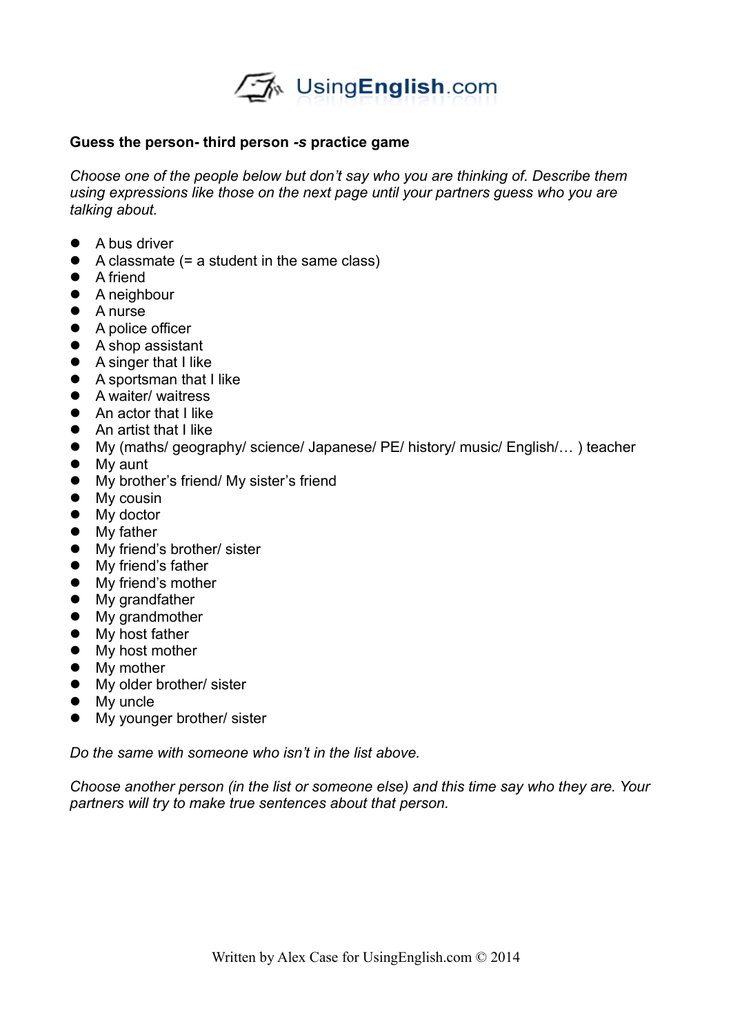UsingEnglish.com

**Guess the person- third person *-s* practice game**

*Choose one of the people below but don't say who you are thinking of. Describe them using expressions like those on the next page until your partners guess who you are talking about.*

- A bus driver
- A classmate (= a student in the same class)
- A friend
- A neighbour
- A nurse
- A police officer
- A shop assistant
- A singer that I like
- A sportsman that I like
- A waiter/ waitress
- An actor that I like
- An artist that I like
- My (maths/ geography/ science/ Japanese/ PE/ history/ music/ English/… ) teacher
- My aunt
- My brother's friend/ My sister's friend
- My cousin
- My doctor
- My father
- My friend's brother/ sister
- My friend's father
- My friend's mother
- My grandfather
- My grandmother
- My host father
- My host mother
- My mother
- My older brother/ sister
- My uncle
- My younger brother/ sister

*Do the same with someone who isn't in the list above.*

*Choose another person (in the list or someone else) and this time say who they are. Your partners will try to make true sentences about that person.*

Written by Alex Case for UsingEnglish.com © 2014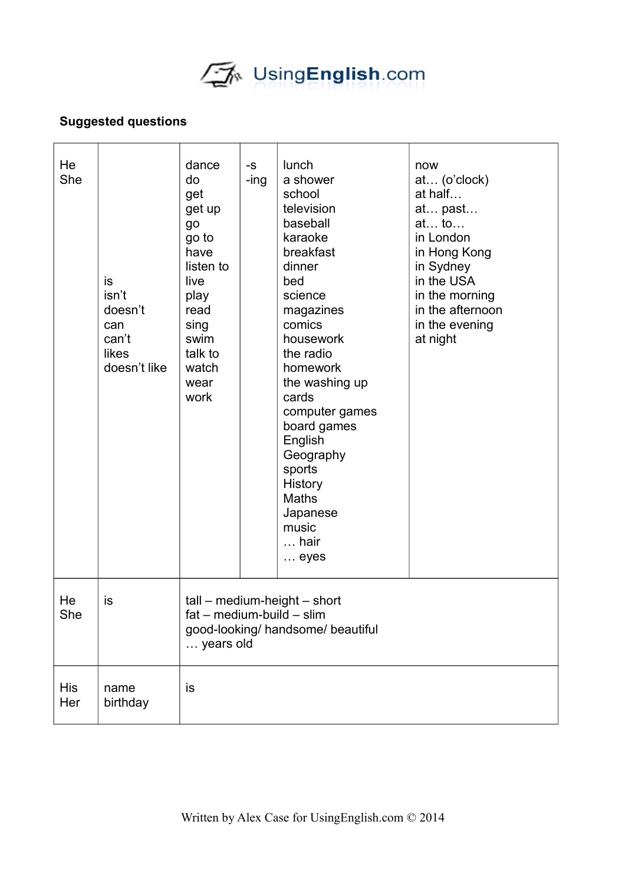**Suggested questions**

| | | | | | |
|---|---|---|---|---|---|
| He<br>She | is<br>isn't<br>doesn't<br>can<br>can't<br>likes<br>doesn't like | dance<br>do<br>get<br>get up<br>go<br>go to<br>have<br>listen to<br>live<br>play<br>read<br>sing<br>swim<br>talk to<br>watch<br>wear<br>work | -s<br>-ing | lunch<br>a shower<br>school<br>television<br>baseball<br>karaoke<br>breakfast<br>dinner<br>bed<br>science<br>magazines<br>comics<br>housework<br>the radio<br>homework<br>the washing up<br>cards<br>computer games<br>board games<br>English<br>Geography<br>sports<br>History<br>Maths<br>Japanese<br>music<br>… hair<br>… eyes | now<br>at… (o'clock)<br>at half…<br>at… past…<br>at… to…<br>in London<br>in Hong Kong<br>in Sydney<br>in the USA<br>in the morning<br>in the afternoon<br>in the evening<br>at night |
| He<br>She | is | tall – medium-height – short<br>fat – medium-build – slim<br>good-looking/ handsome/ beautiful<br>… years old | | | |
| His<br>Her | name<br>birthday | is | | | |

Written by Alex Case for UsingEnglish.com © 2014